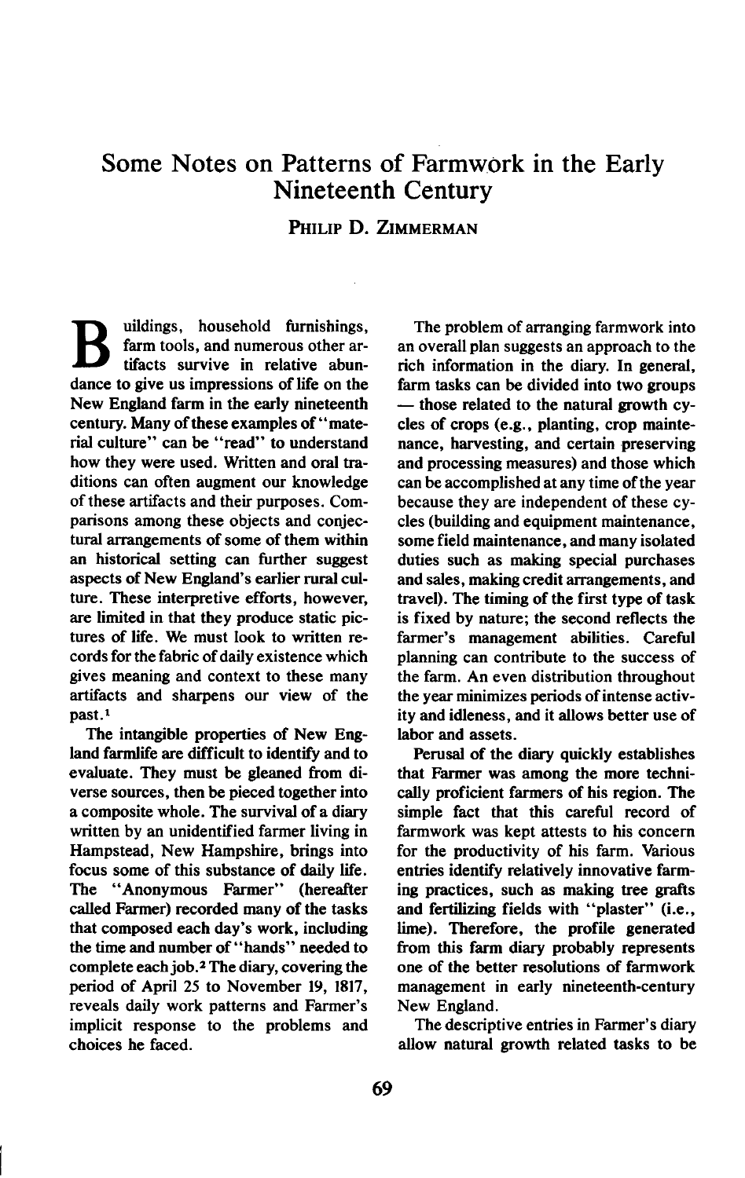# Some Notes on Patterns of Farmwork in the Early Nineteenth Century

PHILIP D. ZIMMERMAN

Buildings, household furnishings, farm tools, and numerous other artifacts survive in relative abundance to give us impressions of life on the New England farm in the early nineteenth century. Many of these examples of "material culture" can be "read" to understand how they were used. Written and oral traditions can often augment our knowledge of these artifacts and their purposes. Comparisons among these objects and conjectural arrangements of some of them within an historical setting can further suggest aspects of New England's earlier rural culture. These interpretive efforts, however, are limited in that they produce static pictures of life. We must look to written records for the fabric of daily existence which gives meaning and context to these many artifacts and sharpens our view of the past.[1]

The intangible properties of New England farmlife are difficult to identify and to evaluate. They must be gleaned from diverse sources, then be pieced together into a composite whole. The survival of a diary written by an unidentified farmer living in Hampstead, New Hampshire, brings into focus some of this substance of daily life. The "Anonymous Farmer" (hereafter called Farmer) recorded many of the tasks that composed each day's work, including the time and number of "hands" needed to complete each job.[2] The diary, covering the period of April 25 to November 19, 1817, reveals daily work patterns and Farmer's implicit response to the problems and choices he faced.

The problem of arranging farmwork into an overall plan suggests an approach to the rich information in the diary. In general, farm tasks can be divided into two groups — those related to the natural growth cycles of crops (e.g., planting, crop maintenance, harvesting, and certain preserving and processing measures) and those which can be accomplished at any time of the year because they are independent of these cycles (building and equipment maintenance, some field maintenance, and many isolated duties such as making special purchases and sales, making credit arrangements, and travel). The timing of the first type of task is fixed by nature; the second reflects the farmer's management abilities. Careful planning can contribute to the success of the farm. An even distribution throughout the year minimizes periods of intense activity and idleness, and it allows better use of labor and assets.

Perusal of the diary quickly establishes that Farmer was among the more technically proficient farmers of his region. The simple fact that this careful record of farmwork was kept attests to his concern for the productivity of his farm. Various entries identify relatively innovative farming practices, such as making tree grafts and fertilizing fields with "plaster" (i.e., lime). Therefore, the profile generated from this farm diary probably represents one of the better resolutions of farmwork management in early nineteenth-century New England.

The descriptive entries in Farmer's diary allow natural growth related tasks to be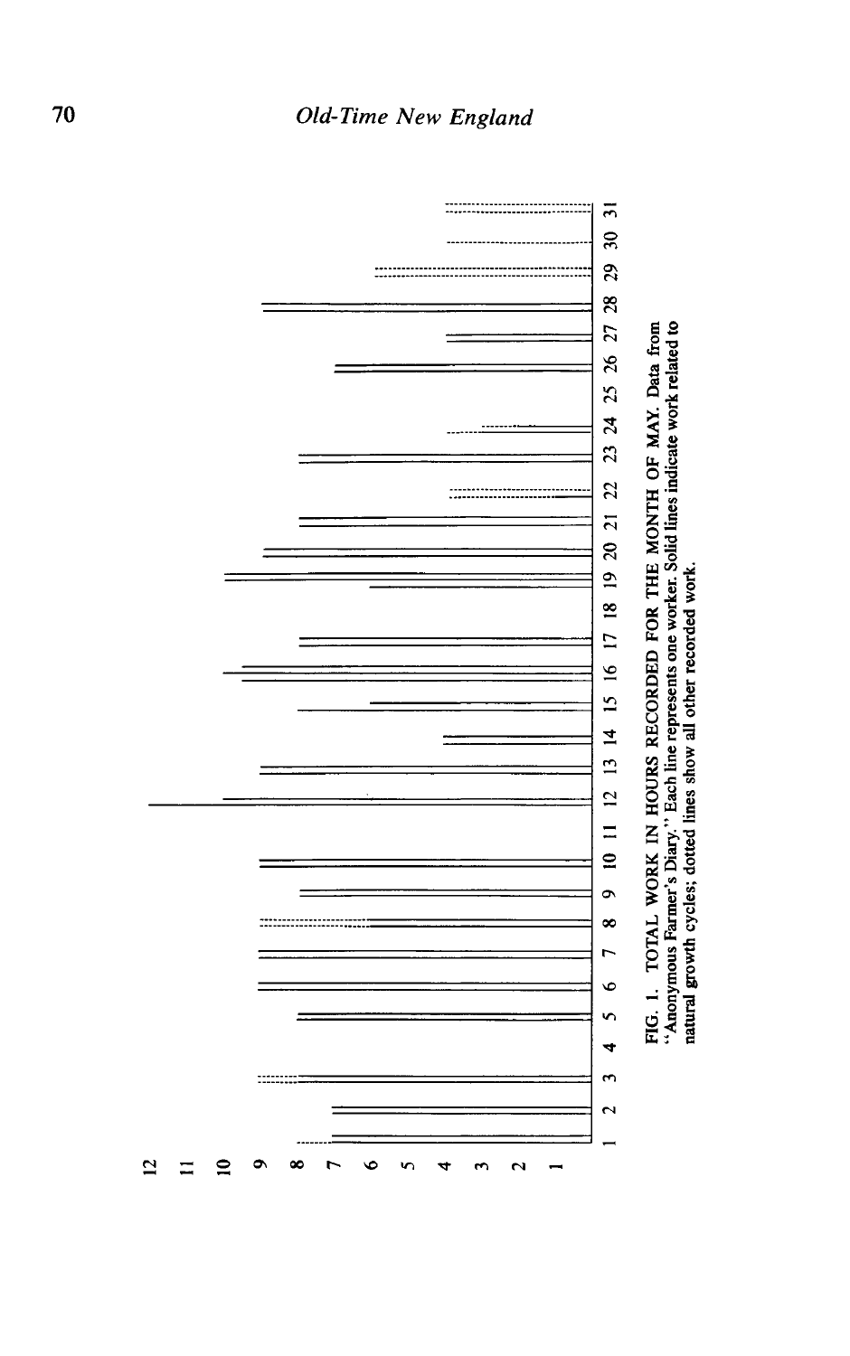FIG. 1. TOTAL WORK IN HOURS RECORDED FOR THE MONTH OF MAY. Data from "Anonymous Farmer's Diary." Each line represents one worker. Solid lines indicate work related to natural growth cycles; dotted lines show all other recorded work.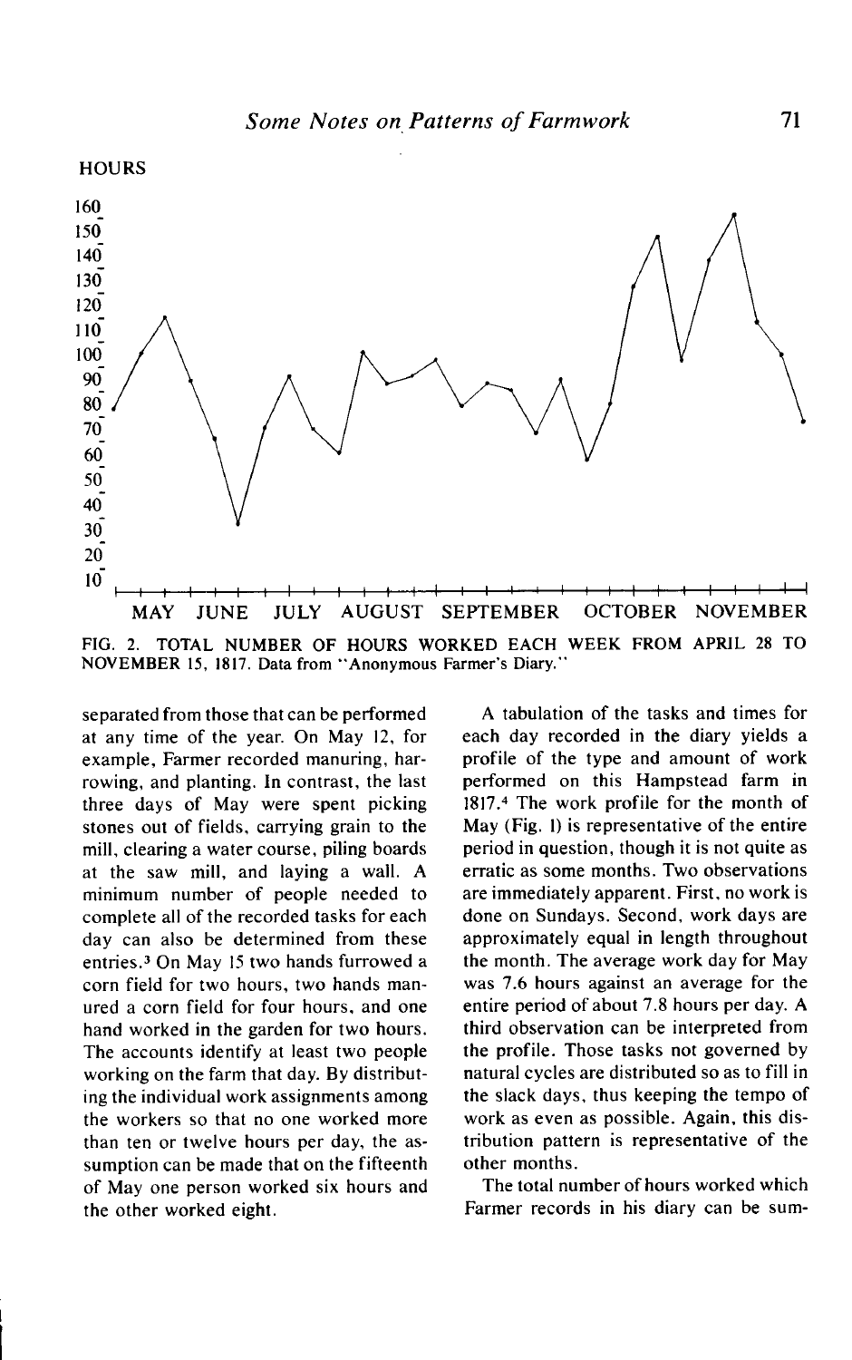FIG. 2. TOTAL NUMBER OF HOURS WORKED EACH WEEK FROM APRIL 28 TO NOVEMBER 15, 1817. Data from "Anonymous Farmer's Diary."

separated from those that can be performed at any time of the year. On May 12, for example, Farmer recorded manuring, harrowing, and planting. In contrast, the last three days of May were spent picking stones out of fields, carrying grain to the mill, clearing a water course, piling boards at the saw mill, and laying a wall. A minimum number of people needed to complete all of the recorded tasks for each day can also be determined from these entries.[3] On May 15 two hands furrowed a corn field for two hours, two hands manured a corn field for four hours, and one hand worked in the garden for two hours. The accounts identify at least two people working on the farm that day. By distributing the individual work assignments among the workers so that no one worked more than ten or twelve hours per day, the assumption can be made that on the fifteenth of May one person worked six hours and the other worked eight.

A tabulation of the tasks and times for each day recorded in the diary yields a profile of the type and amount of work performed on this Hampstead farm in 1817.[4] The work profile for the month of May (Fig. 1) is representative of the entire period in question, though it is not quite as erratic as some months. Two observations are immediately apparent. First, no work is done on Sundays. Second, work days are approximately equal in length throughout the month. The average work day for May was 7.6 hours against an average for the entire period of about 7.8 hours per day. A third observation can be interpreted from the profile. Those tasks not governed by natural cycles are distributed so as to fill in the slack days, thus keeping the tempo of work as even as possible. Again, this distribution pattern is representative of the other months.

The total number of hours worked which Farmer records in his diary can be sum-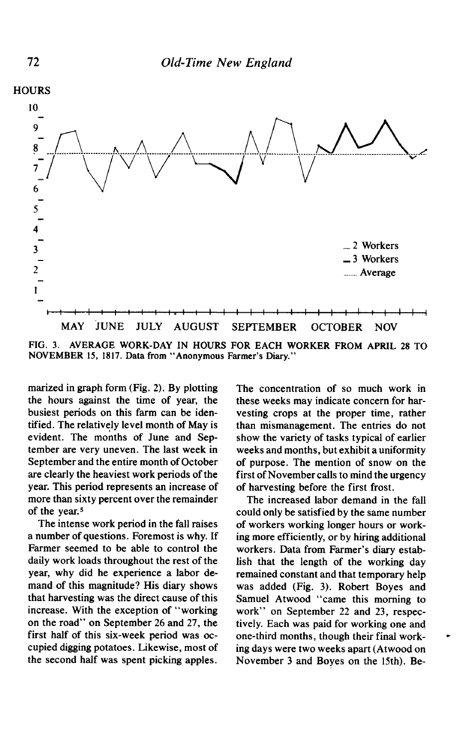HOURS

10
9
8
7
6
5
4
3
2
1

MAY JUNE JULY AUGUST SEPTEMBER OCTOBER NOV

_ 2 Workers
▬ 3 Workers
........ Average

FIG. 3. AVERAGE WORK-DAY IN HOURS FOR EACH WORKER FROM APRIL 28 TO NOVEMBER 15, 1817. Data from "Anonymous Farmer's Diary."

marized in graph form (Fig. 2). By plotting the hours against the time of year, the busiest periods on this farm can be identified. The relatively level month of May is evident. The months of June and September are very uneven. The last week in September and the entire month of October are clearly the heaviest work periods of the year. This period represents an increase of more than sixty percent over the remainder of the year.[5]

The intense work period in the fall raises a number of questions. Foremost is why. If Farmer seemed to be able to control the daily work loads throughout the rest of the year, why did he experience a labor demand of this magnitude? His diary shows that harvesting was the direct cause of this increase. With the exception of "working on the road" on September 26 and 27, the first half of this six-week period was occupied digging potatoes. Likewise, most of the second half was spent picking apples. The concentration of so much work in these weeks may indicate concern for harvesting crops at the proper time, rather than mismanagement. The entries do not show the variety of tasks typical of earlier weeks and months, but exhibit a uniformity of purpose. The mention of snow on the first of November calls to mind the urgency of harvesting before the first frost.

The increased labor demand in the fall could only be satisfied by the same number of workers working longer hours or working more efficiently, or by hiring additional workers. Data from Farmer's diary establish that the length of the working day remained constant and that temporary help was added (Fig. 3). Robert Boyes and Samuel Atwood "came this morning to work" on September 22 and 23, respectively. Each was paid for working one and one-third months, though their final working days were two weeks apart (Atwood on November 3 and Boyes on the 15th). Be-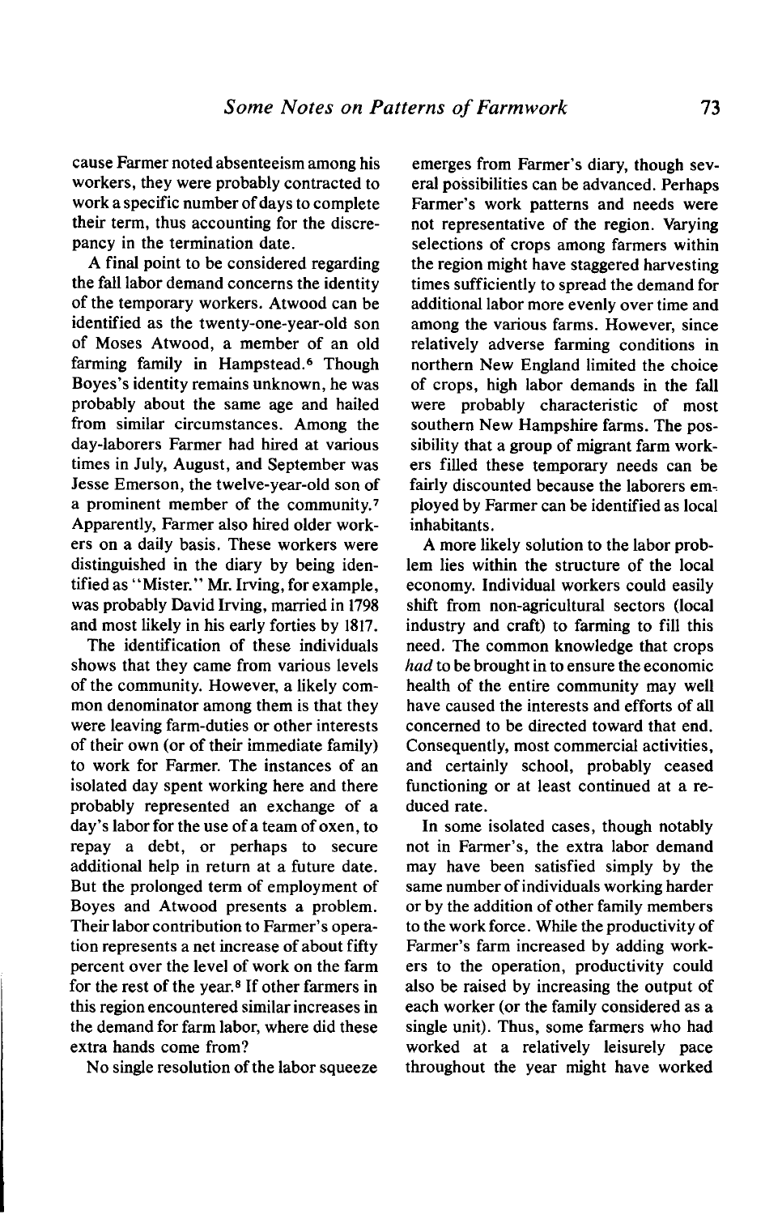cause Farmer noted absenteeism among his workers, they were probably contracted to work a specific number of days to complete their term, thus accounting for the discrepancy in the termination date.

A final point to be considered regarding the fall labor demand concerns the identity of the temporary workers. Atwood can be identified as the twenty-one-year-old son of Moses Atwood, a member of an old farming family in Hampstead.[6] Though Boyes's identity remains unknown, he was probably about the same age and hailed from similar circumstances. Among the day-laborers Farmer had hired at various times in July, August, and September was Jesse Emerson, the twelve-year-old son of a prominent member of the community.[7] Apparently, Farmer also hired older workers on a daily basis. These workers were distinguished in the diary by being identified as "Mister." Mr. Irving, for example, was probably David Irving, married in 1798 and most likely in his early forties by 1817.

The identification of these individuals shows that they came from various levels of the community. However, a likely common denominator among them is that they were leaving farm-duties or other interests of their own (or of their immediate family) to work for Farmer. The instances of an isolated day spent working here and there probably represented an exchange of a day's labor for the use of a team of oxen, to repay a debt, or perhaps to secure additional help in return at a future date. But the prolonged term of employment of Boyes and Atwood presents a problem. Their labor contribution to Farmer's operation represents a net increase of about fifty percent over the level of work on the farm for the rest of the year.[8] If other farmers in this region encountered similar increases in the demand for farm labor, where did these extra hands come from?

No single resolution of the labor squeeze emerges from Farmer's diary, though several possibilities can be advanced. Perhaps Farmer's work patterns and needs were not representative of the region. Varying selections of crops among farmers within the region might have staggered harvesting times sufficiently to spread the demand for additional labor more evenly over time and among the various farms. However, since relatively adverse farming conditions in northern New England limited the choice of crops, high labor demands in the fall were probably characteristic of most southern New Hampshire farms. The possibility that a group of migrant farm workers filled these temporary needs can be fairly discounted because the laborers employed by Farmer can be identified as local inhabitants.

A more likely solution to the labor problem lies within the structure of the local economy. Individual workers could easily shift from non-agricultural sectors (local industry and craft) to farming to fill this need. The common knowledge that crops *had* to be brought in to ensure the economic health of the entire community may well have caused the interests and efforts of all concerned to be directed toward that end. Consequently, most commercial activities, and certainly school, probably ceased functioning or at least continued at a reduced rate.

In some isolated cases, though notably not in Farmer's, the extra labor demand may have been satisfied simply by the same number of individuals working harder or by the addition of other family members to the work force. While the productivity of Farmer's farm increased by adding workers to the operation, productivity could also be raised by increasing the output of each worker (or the family considered as a single unit). Thus, some farmers who had worked at a relatively leisurely pace throughout the year might have worked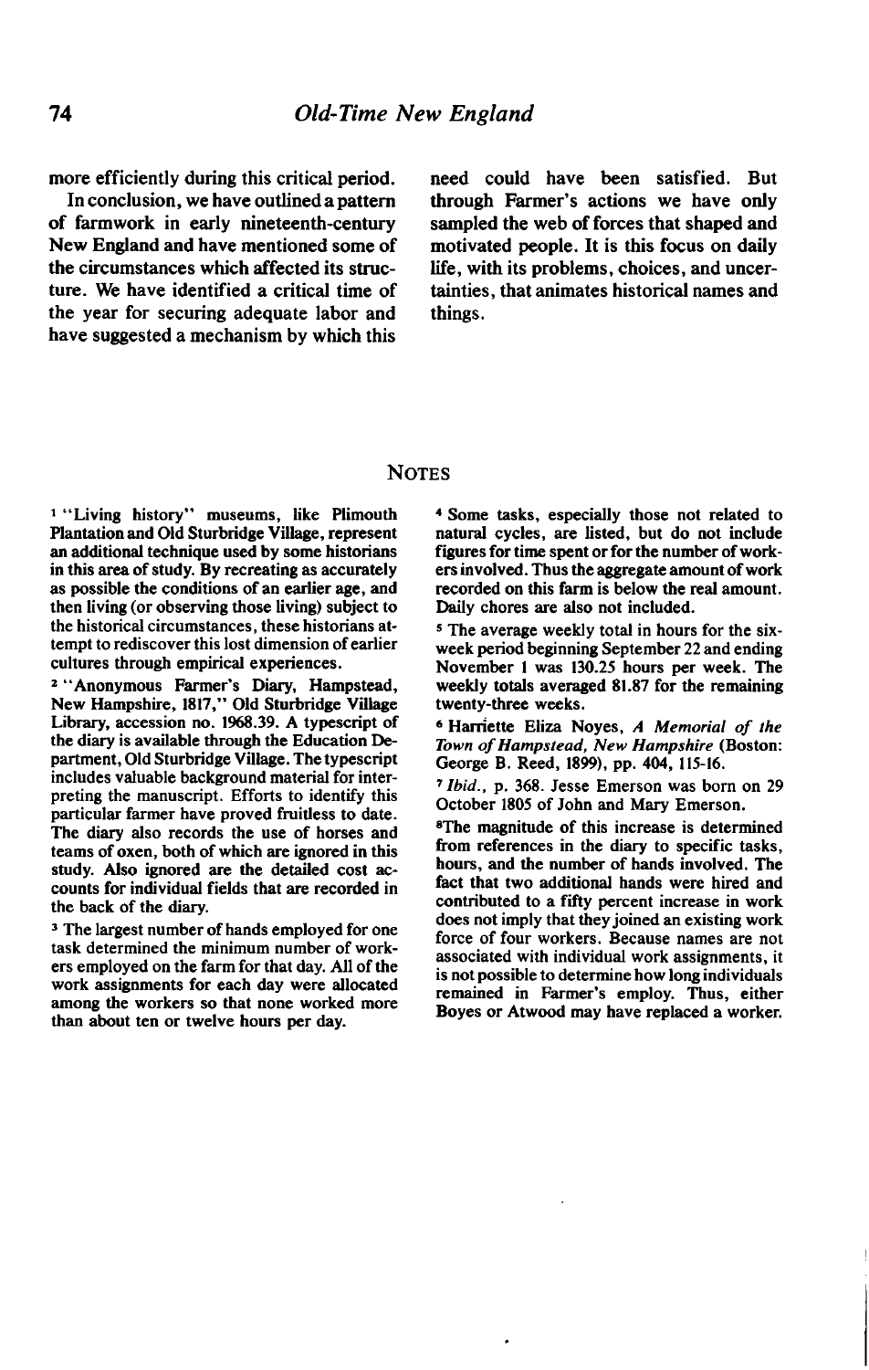more efficiently during this critical period.

In conclusion, we have outlined a pattern of farmwork in early nineteenth-century New England and have mentioned some of the circumstances which affected its structure. We have identified a critical time of the year for securing adequate labor and have suggested a mechanism by which this need could have been satisfied. But through Farmer's actions we have only sampled the web of forces that shaped and motivated people. It is this focus on daily life, with its problems, choices, and uncertainties, that animates historical names and things.

## Notes

[1] "Living history" museums, like Plimouth Plantation and Old Sturbridge Village, represent an additional technique used by some historians in this area of study. By recreating as accurately as possible the conditions of an earlier age, and then living (or observing those living) subject to the historical circumstances, these historians attempt to rediscover this lost dimension of earlier cultures through empirical experiences.

[2] "Anonymous Farmer's Diary, Hampstead, New Hampshire, 1817," Old Sturbridge Village Library, accession no. 1968.39. A typescript of the diary is available through the Education Department, Old Sturbridge Village. The typescript includes valuable background material for interpreting the manuscript. Efforts to identify this particular farmer have proved fruitless to date. The diary also records the use of horses and teams of oxen, both of which are ignored in this study. Also ignored are the detailed cost accounts for individual fields that are recorded in the back of the diary.

[3] The largest number of hands employed for one task determined the minimum number of workers employed on the farm for that day. All of the work assignments for each day were allocated among the workers so that none worked more than about ten or twelve hours per day.

[4] Some tasks, especially those not related to natural cycles, are listed, but do not include figures for time spent or for the number of workers involved. Thus the aggregate amount of work recorded on this farm is below the real amount. Daily chores are also not included.

[5] The average weekly total in hours for the six-week period beginning September 22 and ending November 1 was 130.25 hours per week. The weekly totals averaged 81.87 for the remaining twenty-three weeks.

[6] Harriette Eliza Noyes, *A Memorial of the Town of Hampstead, New Hampshire* (Boston: George B. Reed, 1899), pp. 404, 115-16.

[7] *Ibid.*, p. 368. Jesse Emerson was born on 29 October 1805 of John and Mary Emerson.

[8] The magnitude of this increase is determined from references in the diary to specific tasks, hours, and the number of hands involved. The fact that two additional hands were hired and contributed to a fifty percent increase in work does not imply that they joined an existing work force of four workers. Because names are not associated with individual work assignments, it is not possible to determine how long individuals remained in Farmer's employ. Thus, either Boyes or Atwood may have replaced a worker.